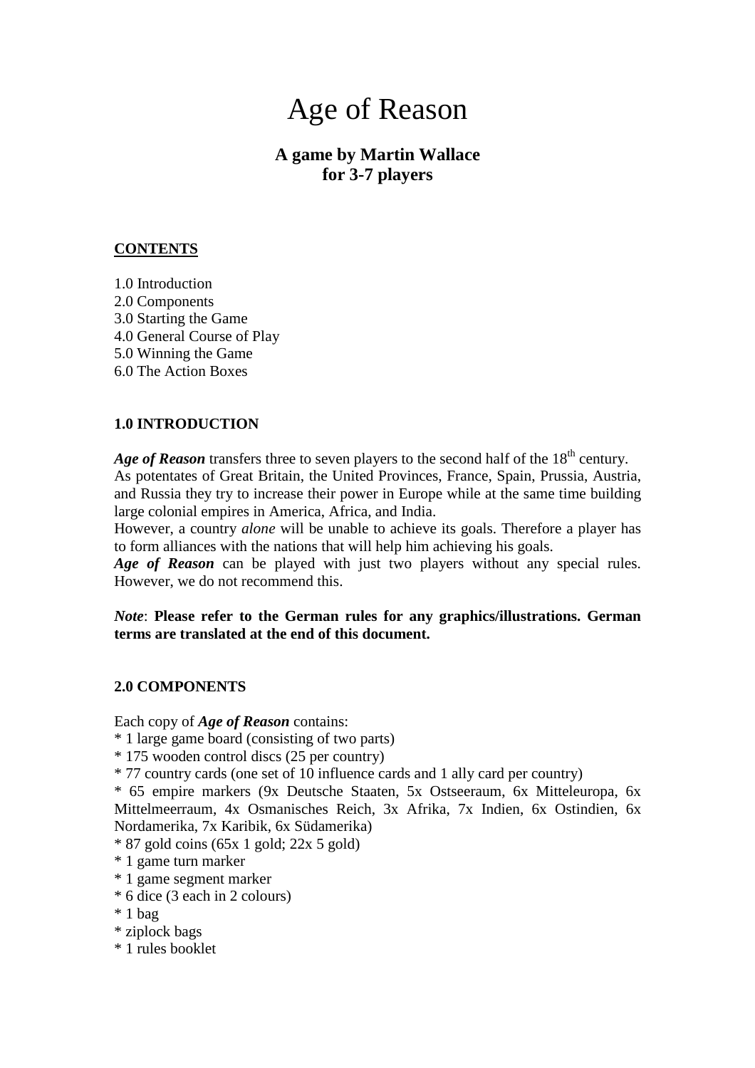# Age of Reason

## A game by Martin Wallace
## for 3-7 players

**CONTENTS**

1.0 Introduction
2.0 Components
3.0 Starting the Game
4.0 General Course of Play
5.0 Winning the Game
6.0 The Action Boxes

### 1.0 INTRODUCTION

***Age of Reason*** transfers three to seven players to the second half of the 18th century. As potentates of Great Britain, the United Provinces, France, Spain, Prussia, Austria, and Russia they try to increase their power in Europe while at the same time building large colonial empires in America, Africa, and India.
However, a country *alone* will be unable to achieve its goals. Therefore a player has to form alliances with the nations that will help him achieving his goals.
***Age of Reason*** can be played with just two players without any special rules. However, we do not recommend this.

*Note*: **Please refer to the German rules for any graphics/illustrations. German terms are translated at the end of this document.**

### 2.0 COMPONENTS

Each copy of ***Age of Reason*** contains:
* 1 large game board (consisting of two parts)
* 175 wooden control discs (25 per country)
* 77 country cards (one set of 10 influence cards and 1 ally card per country)
* 65 empire markers (9x Deutsche Staaten, 5x Ostseeraum, 6x Mitteleuropa, 6x Mittelmeerraum, 4x Osmanisches Reich, 3x Afrika, 7x Indien, 6x Ostindien, 6x Nordamerika, 7x Karibik, 6x Südamerika)
* 87 gold coins (65x 1 gold; 22x 5 gold)
* 1 game turn marker
* 1 game segment marker
* 6 dice (3 each in 2 colours)
* 1 bag
* ziplock bags
* 1 rules booklet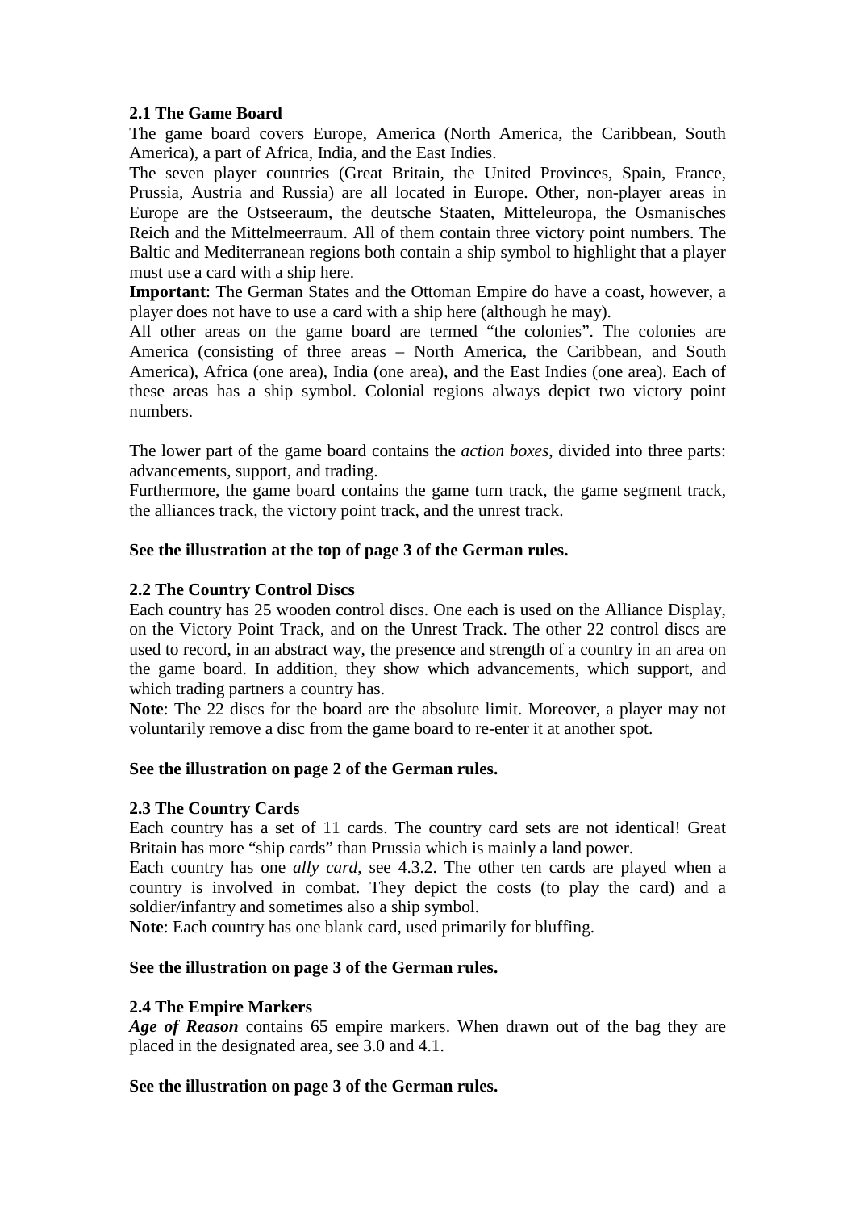### 2.1 The Game Board

The game board covers Europe, America (North America, the Caribbean, South America), a part of Africa, India, and the East Indies.

The seven player countries (Great Britain, the United Provinces, Spain, France, Prussia, Austria and Russia) are all located in Europe. Other, non-player areas in Europe are the Ostseeraum, the deutsche Staaten, Mitteleuropa, the Osmanisches Reich and the Mittelmeerraum. All of them contain three victory point numbers. The Baltic and Mediterranean regions both contain a ship symbol to highlight that a player must use a card with a ship here.

**Important**: The German States and the Ottoman Empire do have a coast, however, a player does not have to use a card with a ship here (although he may).

All other areas on the game board are termed "the colonies". The colonies are America (consisting of three areas – North America, the Caribbean, and South America), Africa (one area), India (one area), and the East Indies (one area). Each of these areas has a ship symbol. Colonial regions always depict two victory point numbers.

The lower part of the game board contains the *action boxes*, divided into three parts: advancements, support, and trading.

Furthermore, the game board contains the game turn track, the game segment track, the alliances track, the victory point track, and the unrest track.

**See the illustration at the top of page 3 of the German rules.**

### 2.2 The Country Control Discs

Each country has 25 wooden control discs. One each is used on the Alliance Display, on the Victory Point Track, and on the Unrest Track. The other 22 control discs are used to record, in an abstract way, the presence and strength of a country in an area on the game board. In addition, they show which advancements, which support, and which trading partners a country has.

**Note**: The 22 discs for the board are the absolute limit. Moreover, a player may not voluntarily remove a disc from the game board to re-enter it at another spot.

**See the illustration on page 2 of the German rules.**

### 2.3 The Country Cards

Each country has a set of 11 cards. The country card sets are not identical! Great Britain has more "ship cards" than Prussia which is mainly a land power.

Each country has one *ally card*, see 4.3.2. The other ten cards are played when a country is involved in combat. They depict the costs (to play the card) and a soldier/infantry and sometimes also a ship symbol.

**Note**: Each country has one blank card, used primarily for bluffing.

**See the illustration on page 3 of the German rules.**

### 2.4 The Empire Markers

***Age of Reason*** contains 65 empire markers. When drawn out of the bag they are placed in the designated area, see 3.0 and 4.1.

**See the illustration on page 3 of the German rules.**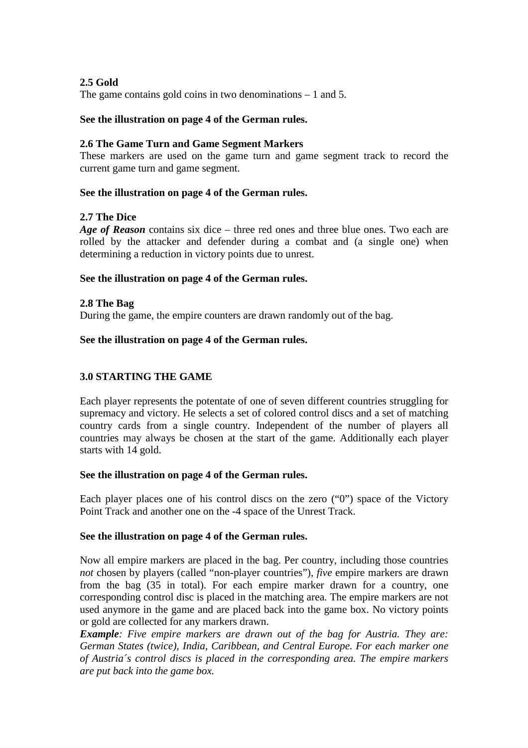### 2.5 Gold

The game contains gold coins in two denominations – 1 and 5.

**See the illustration on page 4 of the German rules.**

### 2.6 The Game Turn and Game Segment Markers

These markers are used on the game turn and game segment track to record the current game turn and game segment.

**See the illustration on page 4 of the German rules.**

### 2.7 The Dice

***Age of Reason*** contains six dice – three red ones and three blue ones. Two each are rolled by the attacker and defender during a combat and (a single one) when determining a reduction in victory points due to unrest.

**See the illustration on page 4 of the German rules.**

### 2.8 The Bag

During the game, the empire counters are drawn randomly out of the bag.

**See the illustration on page 4 of the German rules.**

## 3.0 STARTING THE GAME

Each player represents the potentate of one of seven different countries struggling for supremacy and victory. He selects a set of colored control discs and a set of matching country cards from a single country. Independent of the number of players all countries may always be chosen at the start of the game. Additionally each player starts with 14 gold.

**See the illustration on page 4 of the German rules.**

Each player places one of his control discs on the zero ("0") space of the Victory Point Track and another one on the -4 space of the Unrest Track.

**See the illustration on page 4 of the German rules.**

Now all empire markers are placed in the bag. Per country, including those countries *not* chosen by players (called "non-player countries"), *five* empire markers are drawn from the bag (35 in total). For each empire marker drawn for a country, one corresponding control disc is placed in the matching area. The empire markers are not used anymore in the game and are placed back into the game box. No victory points or gold are collected for any markers drawn.

***Example****: Five empire markers are drawn out of the bag for Austria. They are: German States (twice), India, Caribbean, and Central Europe. For each marker one of Austria´s control discs is placed in the corresponding area. The empire markers are put back into the game box.*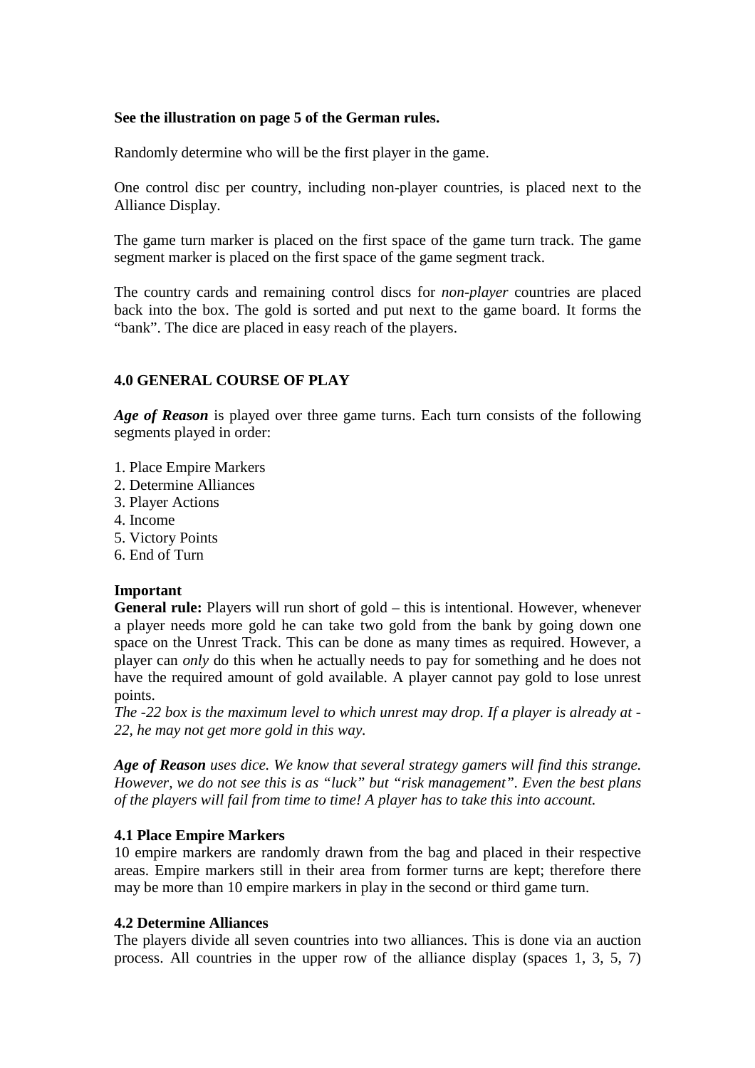**See the illustration on page 5 of the German rules.**

Randomly determine who will be the first player in the game.

One control disc per country, including non-player countries, is placed next to the Alliance Display.

The game turn marker is placed on the first space of the game turn track. The game segment marker is placed on the first space of the game segment track.

The country cards and remaining control discs for *non-player* countries are placed back into the box. The gold is sorted and put next to the game board. It forms the "bank". The dice are placed in easy reach of the players.

## 4.0 GENERAL COURSE OF PLAY

***Age of Reason*** is played over three game turns. Each turn consists of the following segments played in order:

1. Place Empire Markers
2. Determine Alliances
3. Player Actions
4. Income
5. Victory Points
6. End of Turn

**Important**
**General rule:** Players will run short of gold – this is intentional. However, whenever a player needs more gold he can take two gold from the bank by going down one space on the Unrest Track. This can be done as many times as required. However, a player can *only* do this when he actually needs to pay for something and he does not have the required amount of gold available. A player cannot pay gold to lose unrest points.
*The -22 box is the maximum level to which unrest may drop. If a player is already at -22, he may not get more gold in this way.*

***Age of Reason*** *uses dice. We know that several strategy gamers will find this strange. However, we do not see this is as "luck" but "risk management". Even the best plans of the players will fail from time to time! A player has to take this into account.*

### 4.1 Place Empire Markers

10 empire markers are randomly drawn from the bag and placed in their respective areas. Empire markers still in their area from former turns are kept; therefore there may be more than 10 empire markers in play in the second or third game turn.

### 4.2 Determine Alliances

The players divide all seven countries into two alliances. This is done via an auction process. All countries in the upper row of the alliance display (spaces 1, 3, 5, 7)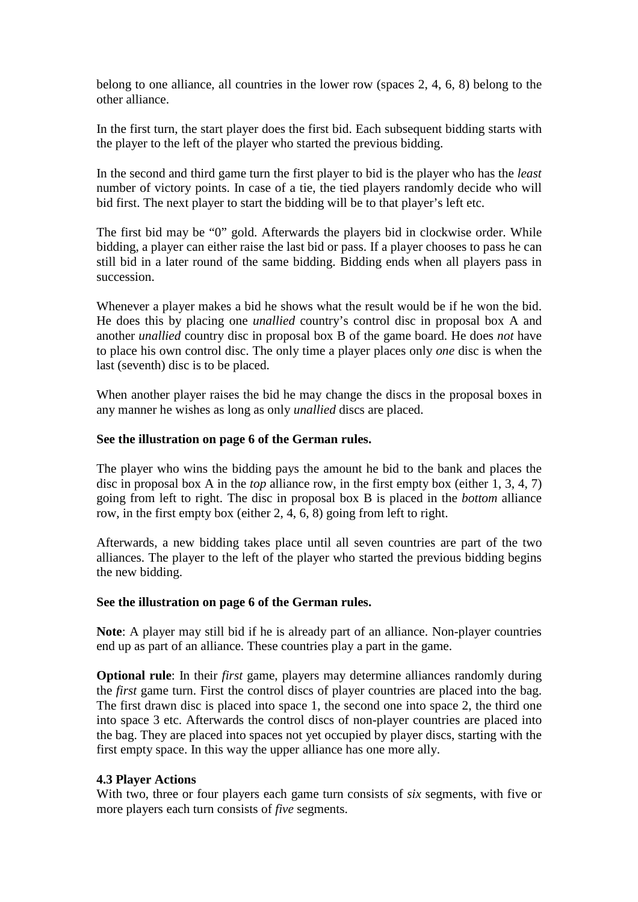belong to one alliance, all countries in the lower row (spaces 2, 4, 6, 8) belong to the other alliance.

In the first turn, the start player does the first bid. Each subsequent bidding starts with the player to the left of the player who started the previous bidding.

In the second and third game turn the first player to bid is the player who has the *least* number of victory points. In case of a tie, the tied players randomly decide who will bid first. The next player to start the bidding will be to that player's left etc.

The first bid may be "0" gold. Afterwards the players bid in clockwise order. While bidding, a player can either raise the last bid or pass. If a player chooses to pass he can still bid in a later round of the same bidding. Bidding ends when all players pass in succession.

Whenever a player makes a bid he shows what the result would be if he won the bid. He does this by placing one *unallied* country's control disc in proposal box A and another *unallied* country disc in proposal box B of the game board. He does *not* have to place his own control disc. The only time a player places only *one* disc is when the last (seventh) disc is to be placed.

When another player raises the bid he may change the discs in the proposal boxes in any manner he wishes as long as only *unallied* discs are placed.

**See the illustration on page 6 of the German rules.**

The player who wins the bidding pays the amount he bid to the bank and places the disc in proposal box A in the *top* alliance row, in the first empty box (either 1, 3, 4, 7) going from left to right. The disc in proposal box B is placed in the *bottom* alliance row, in the first empty box (either 2, 4, 6, 8) going from left to right.

Afterwards, a new bidding takes place until all seven countries are part of the two alliances. The player to the left of the player who started the previous bidding begins the new bidding.

**See the illustration on page 6 of the German rules.**

**Note**: A player may still bid if he is already part of an alliance. Non-player countries end up as part of an alliance. These countries play a part in the game.

**Optional rule**: In their *first* game, players may determine alliances randomly during the *first* game turn. First the control discs of player countries are placed into the bag. The first drawn disc is placed into space 1, the second one into space 2, the third one into space 3 etc. Afterwards the control discs of non-player countries are placed into the bag. They are placed into spaces not yet occupied by player discs, starting with the first empty space. In this way the upper alliance has one more ally.

### 4.3 Player Actions

With two, three or four players each game turn consists of *six* segments, with five or more players each turn consists of *five* segments.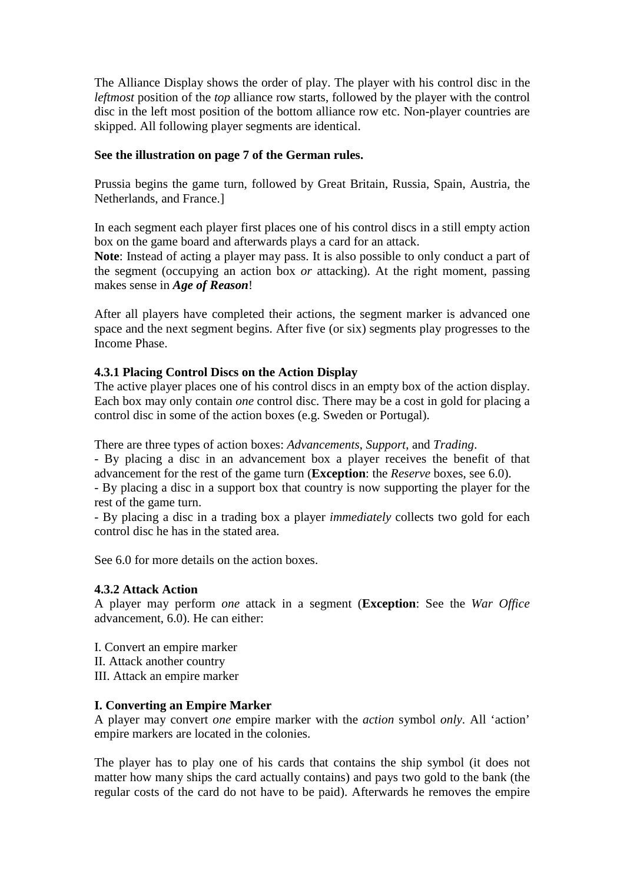The Alliance Display shows the order of play. The player with his control disc in the *leftmost* position of the *top* alliance row starts, followed by the player with the control disc in the left most position of the bottom alliance row etc. Non-player countries are skipped. All following player segments are identical.

**See the illustration on page 7 of the German rules.**

Prussia begins the game turn, followed by Great Britain, Russia, Spain, Austria, the Netherlands, and France.]

In each segment each player first places one of his control discs in a still empty action box on the game board and afterwards plays a card for an attack.
**Note**: Instead of acting a player may pass. It is also possible to only conduct a part of the segment (occupying an action box *or* attacking). At the right moment, passing makes sense in ***Age of Reason***!

After all players have completed their actions, the segment marker is advanced one space and the next segment begins. After five (or six) segments play progresses to the Income Phase.

#### 4.3.1 Placing Control Discs on the Action Display

The active player places one of his control discs in an empty box of the action display. Each box may only contain *one* control disc. There may be a cost in gold for placing a control disc in some of the action boxes (e.g. Sweden or Portugal).

There are three types of action boxes: *Advancements*, *Support*, and *Trading*.
- By placing a disc in an advancement box a player receives the benefit of that advancement for the rest of the game turn (**Exception**: the *Reserve* boxes, see 6.0).
- By placing a disc in a support box that country is now supporting the player for the rest of the game turn.
- By placing a disc in a trading box a player *immediately* collects two gold for each control disc he has in the stated area.

See 6.0 for more details on the action boxes.

#### 4.3.2 Attack Action

A player may perform *one* attack in a segment (**Exception**: See the *War Office* advancement, 6.0). He can either:

I. Convert an empire marker
II. Attack another country
III. Attack an empire marker

**I. Converting an Empire Marker**
A player may convert *one* empire marker with the *action* symbol *only*. All 'action' empire markers are located in the colonies.

The player has to play one of his cards that contains the ship symbol (it does not matter how many ships the card actually contains) and pays two gold to the bank (the regular costs of the card do not have to be paid). Afterwards he removes the empire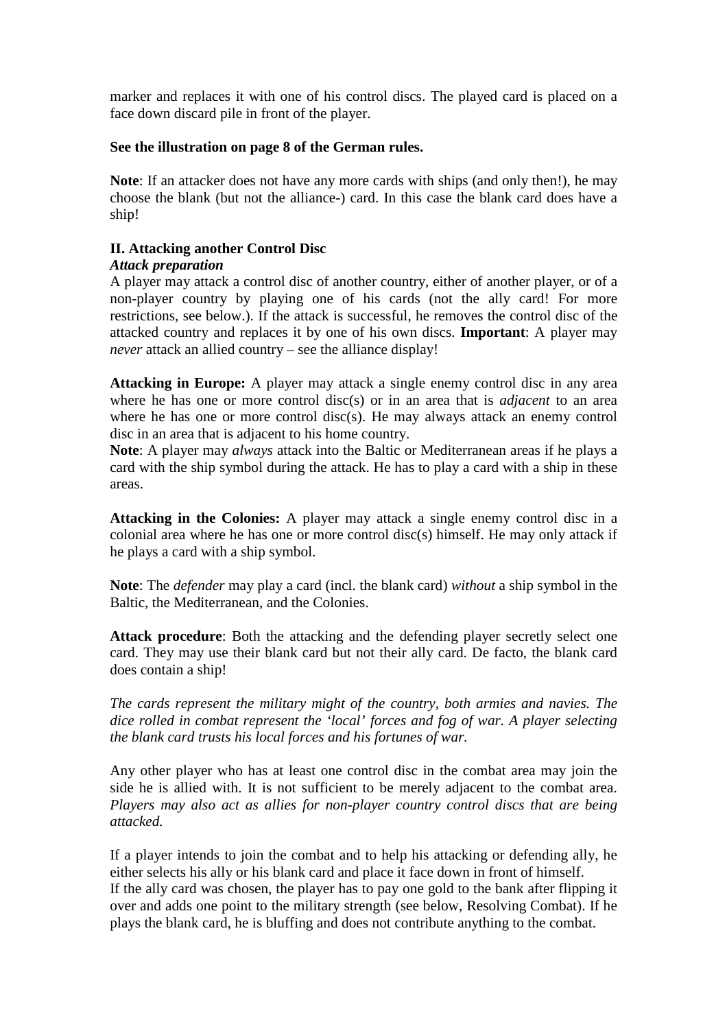marker and replaces it with one of his control discs. The played card is placed on a face down discard pile in front of the player.

**See the illustration on page 8 of the German rules.**

**Note**: If an attacker does not have any more cards with ships (and only then!), he may choose the blank (but not the alliance-) card. In this case the blank card does have a ship!

### II. Attacking another Control Disc

***Attack preparation***

A player may attack a control disc of another country, either of another player, or of a non-player country by playing one of his cards (not the ally card! For more restrictions, see below.). If the attack is successful, he removes the control disc of the attacked country and replaces it by one of his own discs. **Important**: A player may *never* attack an allied country – see the alliance display!

**Attacking in Europe:** A player may attack a single enemy control disc in any area where he has one or more control disc(s) or in an area that is *adjacent* to an area where he has one or more control disc(s). He may always attack an enemy control disc in an area that is adjacent to his home country.

**Note**: A player may *always* attack into the Baltic or Mediterranean areas if he plays a card with the ship symbol during the attack. He has to play a card with a ship in these areas.

**Attacking in the Colonies:** A player may attack a single enemy control disc in a colonial area where he has one or more control disc(s) himself. He may only attack if he plays a card with a ship symbol.

**Note**: The *defender* may play a card (incl. the blank card) *without* a ship symbol in the Baltic, the Mediterranean, and the Colonies.

**Attack procedure**: Both the attacking and the defending player secretly select one card. They may use their blank card but not their ally card. De facto, the blank card does contain a ship!

*The cards represent the military might of the country, both armies and navies. The dice rolled in combat represent the 'local' forces and fog of war. A player selecting the blank card trusts his local forces and his fortunes of war.*

Any other player who has at least one control disc in the combat area may join the side he is allied with. It is not sufficient to be merely adjacent to the combat area. *Players may also act as allies for non-player country control discs that are being attacked.*

If a player intends to join the combat and to help his attacking or defending ally, he either selects his ally or his blank card and place it face down in front of himself.
If the ally card was chosen, the player has to pay one gold to the bank after flipping it over and adds one point to the military strength (see below, Resolving Combat). If he plays the blank card, he is bluffing and does not contribute anything to the combat.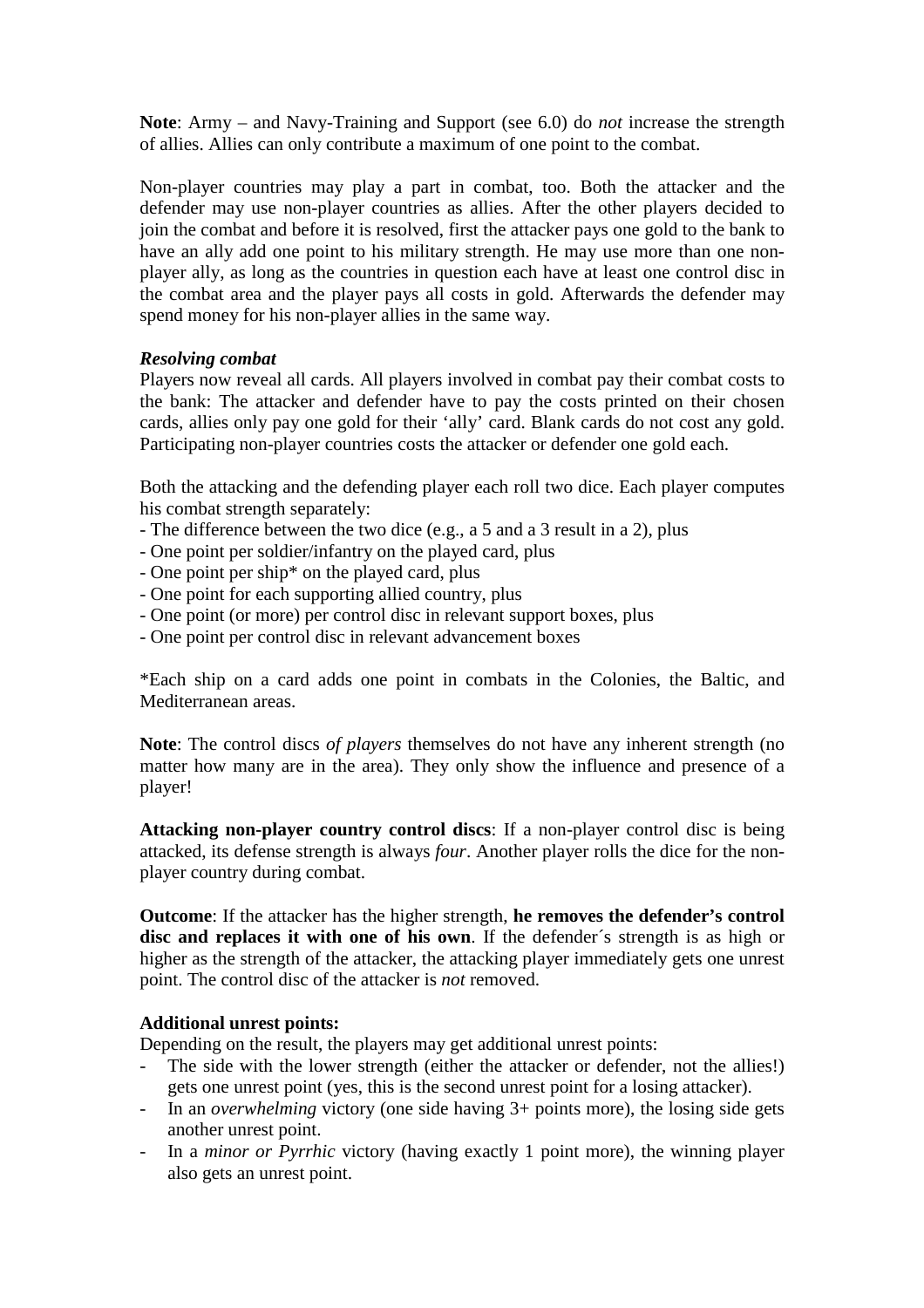**Note**: Army – and Navy-Training and Support (see 6.0) do *not* increase the strength of allies. Allies can only contribute a maximum of one point to the combat.

Non-player countries may play a part in combat, too. Both the attacker and the defender may use non-player countries as allies. After the other players decided to join the combat and before it is resolved, first the attacker pays one gold to the bank to have an ally add one point to his military strength. He may use more than one non-player ally, as long as the countries in question each have at least one control disc in the combat area and the player pays all costs in gold. Afterwards the defender may spend money for his non-player allies in the same way.

***Resolving combat***

Players now reveal all cards. All players involved in combat pay their combat costs to the bank: The attacker and defender have to pay the costs printed on their chosen cards, allies only pay one gold for their 'ally' card. Blank cards do not cost any gold. Participating non-player countries costs the attacker or defender one gold each.

Both the attacking and the defending player each roll two dice. Each player computes his combat strength separately:

- The difference between the two dice (e.g., a 5 and a 3 result in a 2), plus
- One point per soldier/infantry on the played card, plus
- One point per ship* on the played card, plus
- One point for each supporting allied country, plus
- One point (or more) per control disc in relevant support boxes, plus
- One point per control disc in relevant advancement boxes

*Each ship on a card adds one point in combats in the Colonies, the Baltic, and Mediterranean areas.

**Note**: The control discs *of players* themselves do not have any inherent strength (no matter how many are in the area). They only show the influence and presence of a player!

**Attacking non-player country control discs**: If a non-player control disc is being attacked, its defense strength is always *four*. Another player rolls the dice for the non-player country during combat.

**Outcome**: If the attacker has the higher strength, **he removes the defender's control disc and replaces it with one of his own**. If the defender´s strength is as high or higher as the strength of the attacker, the attacking player immediately gets one unrest point. The control disc of the attacker is *not* removed.

**Additional unrest points:**

Depending on the result, the players may get additional unrest points:

- The side with the lower strength (either the attacker or defender, not the allies!) gets one unrest point (yes, this is the second unrest point for a losing attacker).
- In an *overwhelming* victory (one side having 3+ points more), the losing side gets another unrest point.
- In a *minor or Pyrrhic* victory (having exactly 1 point more), the winning player also gets an unrest point.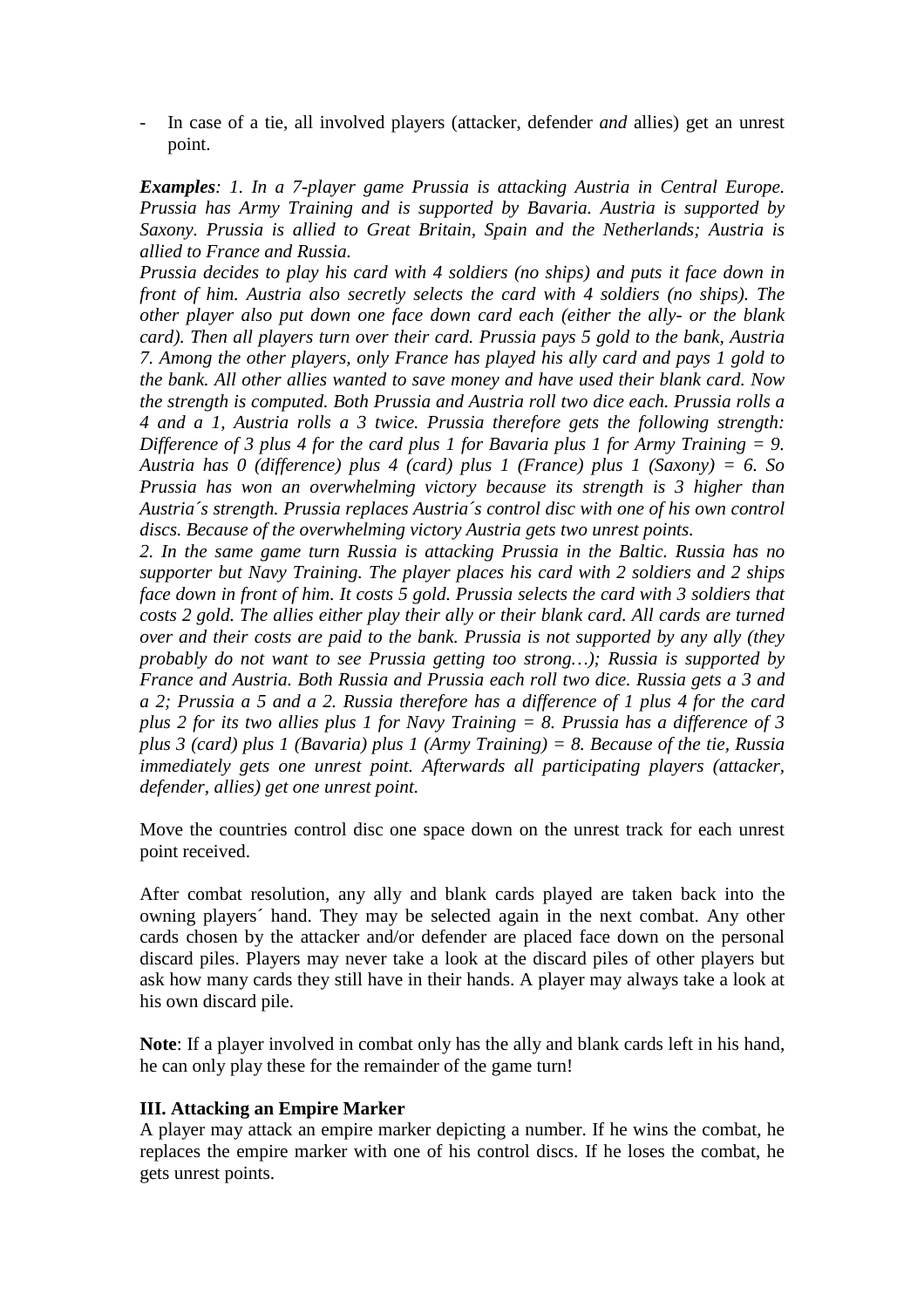- In case of a tie, all involved players (attacker, defender *and* allies) get an unrest point.

***Examples****: 1. In a 7-player game Prussia is attacking Austria in Central Europe. Prussia has Army Training and is supported by Bavaria. Austria is supported by Saxony. Prussia is allied to Great Britain, Spain and the Netherlands; Austria is allied to France and Russia.*

*Prussia decides to play his card with 4 soldiers (no ships) and puts it face down in front of him. Austria also secretly selects the card with 4 soldiers (no ships). The other player also put down one face down card each (either the ally- or the blank card). Then all players turn over their card. Prussia pays 5 gold to the bank, Austria 7. Among the other players, only France has played his ally card and pays 1 gold to the bank. All other allies wanted to save money and have used their blank card. Now the strength is computed. Both Prussia and Austria roll two dice each. Prussia rolls a 4 and a 1, Austria rolls a 3 twice. Prussia therefore gets the following strength: Difference of 3 plus 4 for the card plus 1 for Bavaria plus 1 for Army Training = 9. Austria has 0 (difference) plus 4 (card) plus 1 (France) plus 1 (Saxony) = 6. So Prussia has won an overwhelming victory because its strength is 3 higher than Austria´s strength. Prussia replaces Austria´s control disc with one of his own control discs. Because of the overwhelming victory Austria gets two unrest points.*

*2. In the same game turn Russia is attacking Prussia in the Baltic. Russia has no supporter but Navy Training. The player places his card with 2 soldiers and 2 ships face down in front of him. It costs 5 gold. Prussia selects the card with 3 soldiers that costs 2 gold. The allies either play their ally or their blank card. All cards are turned over and their costs are paid to the bank. Prussia is not supported by any ally (they probably do not want to see Prussia getting too strong…); Russia is supported by France and Austria. Both Russia and Prussia each roll two dice. Russia gets a 3 and a 2; Prussia a 5 and a 2. Russia therefore has a difference of 1 plus 4 for the card plus 2 for its two allies plus 1 for Navy Training = 8. Prussia has a difference of 3 plus 3 (card) plus 1 (Bavaria) plus 1 (Army Training) = 8. Because of the tie, Russia immediately gets one unrest point. Afterwards all participating players (attacker, defender, allies) get one unrest point.*

Move the countries control disc one space down on the unrest track for each unrest point received.

After combat resolution, any ally and blank cards played are taken back into the owning players´ hand. They may be selected again in the next combat. Any other cards chosen by the attacker and/or defender are placed face down on the personal discard piles. Players may never take a look at the discard piles of other players but ask how many cards they still have in their hands. A player may always take a look at his own discard pile.

**Note**: If a player involved in combat only has the ally and blank cards left in his hand, he can only play these for the remainder of the game turn!

### III. Attacking an Empire Marker

A player may attack an empire marker depicting a number. If he wins the combat, he replaces the empire marker with one of his control discs. If he loses the combat, he gets unrest points.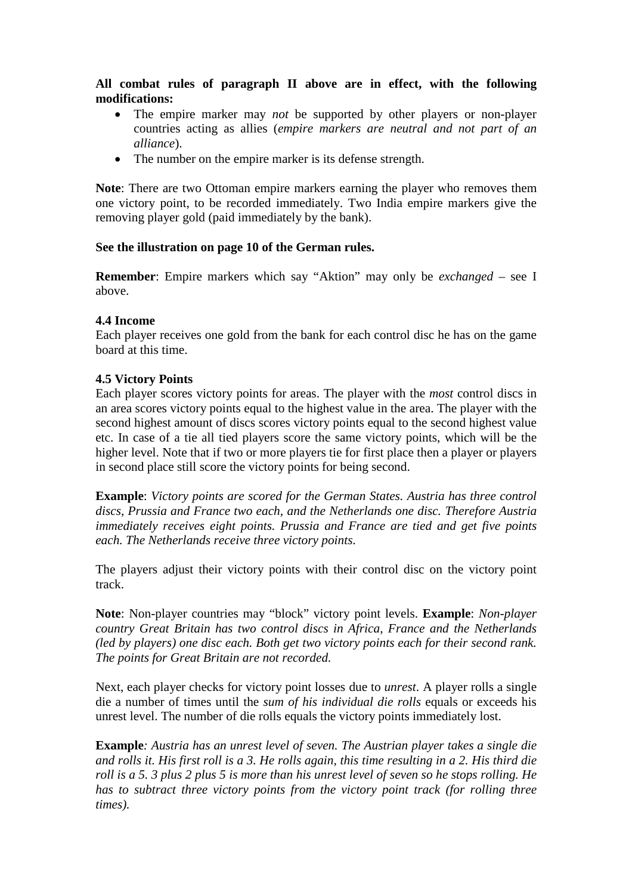**All combat rules of paragraph II above are in effect, with the following modifications:**

- The empire marker may *not* be supported by other players or non-player countries acting as allies (*empire markers are neutral and not part of an alliance*).
- The number on the empire marker is its defense strength.

**Note**: There are two Ottoman empire markers earning the player who removes them one victory point, to be recorded immediately. Two India empire markers give the removing player gold (paid immediately by the bank).

**See the illustration on page 10 of the German rules.**

**Remember**: Empire markers which say "Aktion" may only be *exchanged* – see I above.

**4.4 Income**

Each player receives one gold from the bank for each control disc he has on the game board at this time.

**4.5 Victory Points**

Each player scores victory points for areas. The player with the *most* control discs in an area scores victory points equal to the highest value in the area. The player with the second highest amount of discs scores victory points equal to the second highest value etc. In case of a tie all tied players score the same victory points, which will be the higher level. Note that if two or more players tie for first place then a player or players in second place still score the victory points for being second.

**Example**: *Victory points are scored for the German States. Austria has three control discs, Prussia and France two each, and the Netherlands one disc. Therefore Austria immediately receives eight points. Prussia and France are tied and get five points each. The Netherlands receive three victory points.*

The players adjust their victory points with their control disc on the victory point track.

**Note**: Non-player countries may "block" victory point levels. **Example**: *Non-player country Great Britain has two control discs in Africa, France and the Netherlands (led by players) one disc each. Both get two victory points each for their second rank. The points for Great Britain are not recorded.*

Next, each player checks for victory point losses due to *unrest*. A player rolls a single die a number of times until the *sum of his individual die rolls* equals or exceeds his unrest level. The number of die rolls equals the victory points immediately lost.

**Example***: Austria has an unrest level of seven. The Austrian player takes a single die and rolls it. His first roll is a 3. He rolls again, this time resulting in a 2. His third die roll is a 5. 3 plus 2 plus 5 is more than his unrest level of seven so he stops rolling. He has to subtract three victory points from the victory point track (for rolling three times).*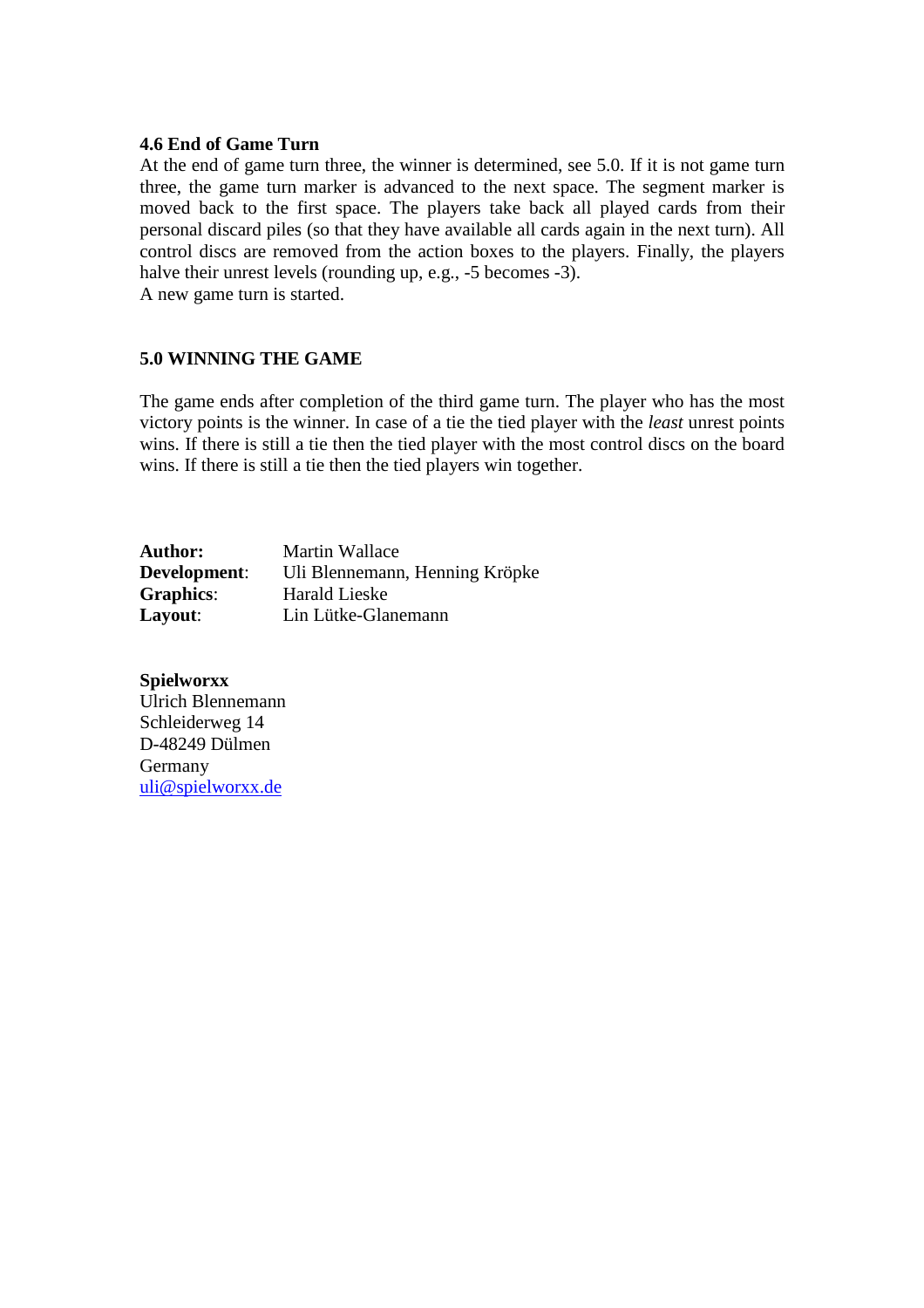### 4.6 End of Game Turn

At the end of game turn three, the winner is determined, see 5.0. If it is not game turn three, the game turn marker is advanced to the next space. The segment marker is moved back to the first space. The players take back all played cards from their personal discard piles (so that they have available all cards again in the next turn). All control discs are removed from the action boxes to the players. Finally, the players halve their unrest levels (rounding up, e.g., -5 becomes -3).
A new game turn is started.

## 5.0 WINNING THE GAME

The game ends after completion of the third game turn. The player who has the most victory points is the winner. In case of a tie the tied player with the *least* unrest points wins. If there is still a tie then the tied player with the most control discs on the board wins. If there is still a tie then the tied players win together.

**Author:** Martin Wallace
**Development**: Uli Blennemann, Henning Kröpke
**Graphics**: Harald Lieske
**Layout**: Lin Lütke-Glanemann

**Spielworxx**
Ulrich Blennemann
Schleiderweg 14
D-48249 Dülmen
Germany
uli@spielworxx.de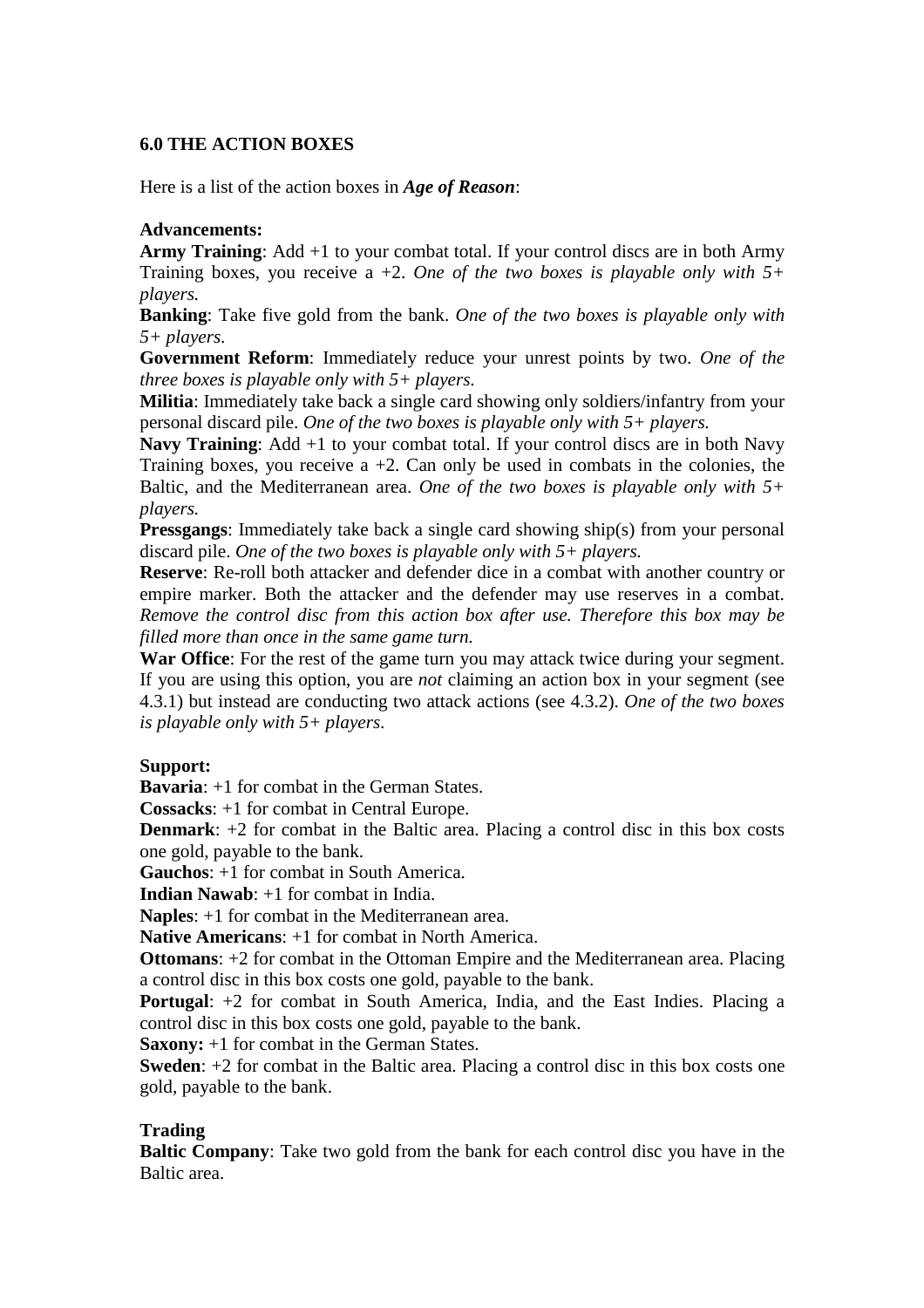## 6.0 THE ACTION BOXES

Here is a list of the action boxes in ***Age of Reason***:

**Advancements:**

**Army Training**: Add +1 to your combat total. If your control discs are in both Army Training boxes, you receive a +2. *One of the two boxes is playable only with 5+ players.*

**Banking**: Take five gold from the bank. *One of the two boxes is playable only with 5+ players.*

**Government Reform**: Immediately reduce your unrest points by two. *One of the three boxes is playable only with 5+ players.*

**Militia**: Immediately take back a single card showing only soldiers/infantry from your personal discard pile. *One of the two boxes is playable only with 5+ players.*

**Navy Training**: Add +1 to your combat total. If your control discs are in both Navy Training boxes, you receive a +2. Can only be used in combats in the colonies, the Baltic, and the Mediterranean area. *One of the two boxes is playable only with 5+ players.*

**Pressgangs**: Immediately take back a single card showing ship(s) from your personal discard pile. *One of the two boxes is playable only with 5+ players.*

**Reserve**: Re-roll both attacker and defender dice in a combat with another country or empire marker. Both the attacker and the defender may use reserves in a combat. *Remove the control disc from this action box after use. Therefore this box may be filled more than once in the same game turn.*

**War Office**: For the rest of the game turn you may attack twice during your segment. If you are using this option, you are *not* claiming an action box in your segment (see 4.3.1) but instead are conducting two attack actions (see 4.3.2). *One of the two boxes is playable only with 5+ players.*

**Support:**

**Bavaria**: +1 for combat in the German States.

**Cossacks**: +1 for combat in Central Europe.

**Denmark**: +2 for combat in the Baltic area. Placing a control disc in this box costs one gold, payable to the bank.

**Gauchos**: +1 for combat in South America.

**Indian Nawab**: +1 for combat in India.

**Naples**: +1 for combat in the Mediterranean area.

**Native Americans**: +1 for combat in North America.

**Ottomans**: +2 for combat in the Ottoman Empire and the Mediterranean area. Placing a control disc in this box costs one gold, payable to the bank.

**Portugal**: +2 for combat in South America, India, and the East Indies. Placing a control disc in this box costs one gold, payable to the bank.

**Saxony:** +1 for combat in the German States.

**Sweden**: +2 for combat in the Baltic area. Placing a control disc in this box costs one gold, payable to the bank.

**Trading**

**Baltic Company**: Take two gold from the bank for each control disc you have in the Baltic area.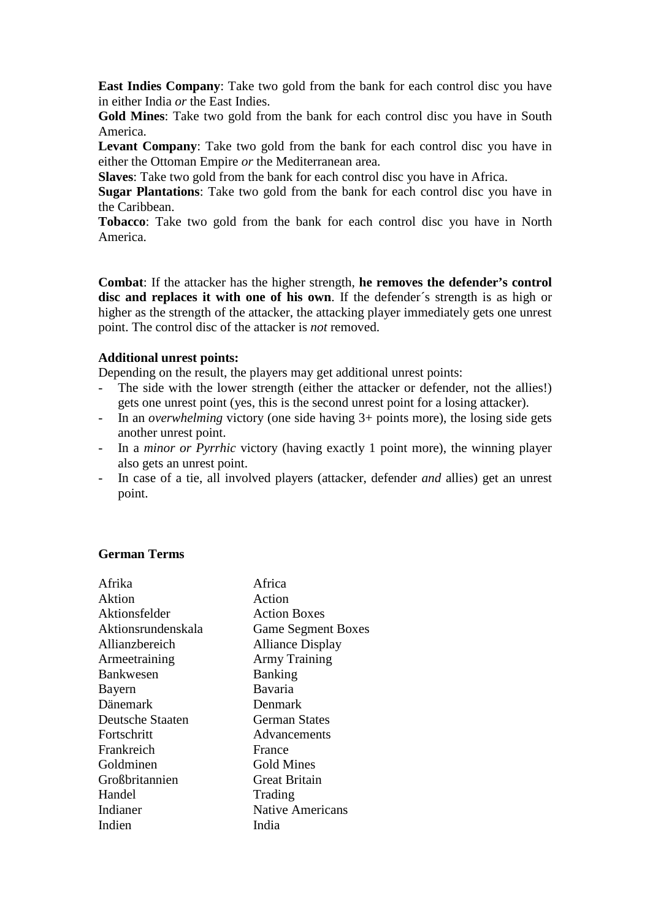**East Indies Company**: Take two gold from the bank for each control disc you have in either India *or* the East Indies.
**Gold Mines**: Take two gold from the bank for each control disc you have in South America.
**Levant Company**: Take two gold from the bank for each control disc you have in either the Ottoman Empire *or* the Mediterranean area.
**Slaves**: Take two gold from the bank for each control disc you have in Africa.
**Sugar Plantations**: Take two gold from the bank for each control disc you have in the Caribbean.
**Tobacco**: Take two gold from the bank for each control disc you have in North America.

**Combat**: If the attacker has the higher strength, **he removes the defender's control disc and replaces it with one of his own**. If the defender´s strength is as high or higher as the strength of the attacker, the attacking player immediately gets one unrest point. The control disc of the attacker is *not* removed.

**Additional unrest points:**
Depending on the result, the players may get additional unrest points:

- The side with the lower strength (either the attacker or defender, not the allies!) gets one unrest point (yes, this is the second unrest point for a losing attacker).
- In an *overwhelming* victory (one side having 3+ points more), the losing side gets another unrest point.
- In a *minor or Pyrrhic* victory (having exactly 1 point more), the winning player also gets an unrest point.
- In case of a tie, all involved players (attacker, defender *and* allies) get an unrest point.

**German Terms**

| | |
|---|---|
| Afrika | Africa |
| Aktion | Action |
| Aktionsfelder | Action Boxes |
| Aktionsrundenskala | Game Segment Boxes |
| Allianzbereich | Alliance Display |
| Armeetraining | Army Training |
| Bankwesen | Banking |
| Bayern | Bavaria |
| Dänemark | Denmark |
| Deutsche Staaten | German States |
| Fortschritt | Advancements |
| Frankreich | France |
| Goldminen | Gold Mines |
| Großbritannien | Great Britain |
| Handel | Trading |
| Indianer | Native Americans |
| Indien | India |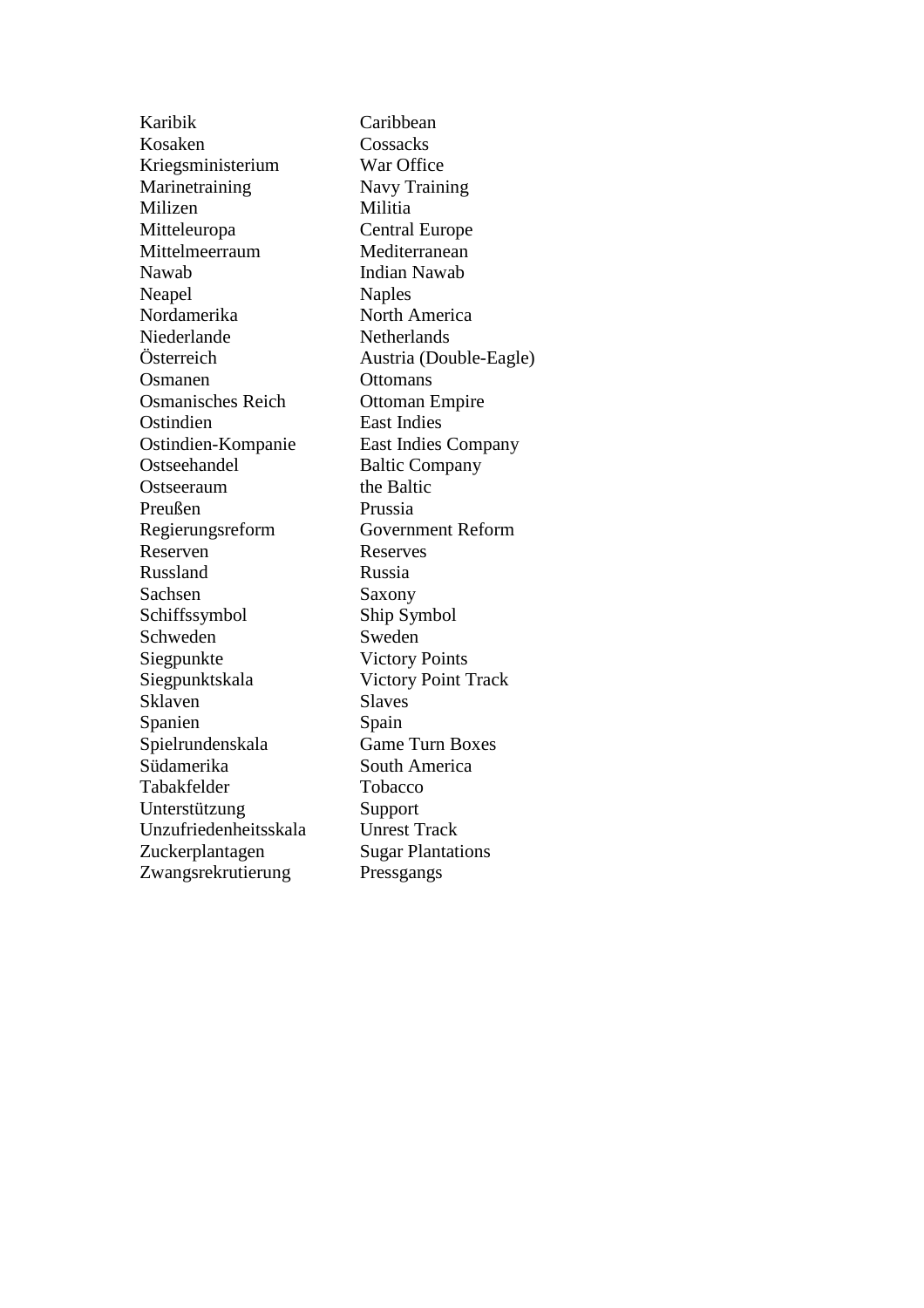| | |
|---|---|
| Karibik | Caribbean |
| Kosaken | Cossacks |
| Kriegsministerium | War Office |
| Marinetraining | Navy Training |
| Milizen | Militia |
| Mitteleuropa | Central Europe |
| Mittelmeerraum | Mediterranean |
| Nawab | Indian Nawab |
| Neapel | Naples |
| Nordamerika | North America |
| Niederlande | Netherlands |
| Österreich | Austria (Double-Eagle) |
| Osmanen | Ottomans |
| Osmanisches Reich | Ottoman Empire |
| Ostindien | East Indies |
| Ostindien-Kompanie | East Indies Company |
| Ostseehandel | Baltic Company |
| Ostseeraum | the Baltic |
| Preußen | Prussia |
| Regierungsreform | Government Reform |
| Reserven | Reserves |
| Russland | Russia |
| Sachsen | Saxony |
| Schiffssymbol | Ship Symbol |
| Schweden | Sweden |
| Siegpunkte | Victory Points |
| Siegpunktskala | Victory Point Track |
| Sklaven | Slaves |
| Spanien | Spain |
| Spielrundenskala | Game Turn Boxes |
| Südamerika | South America |
| Tabakfelder | Tobacco |
| Unterstützung | Support |
| Unzufriedenheitsskala | Unrest Track |
| Zuckerplantagen | Sugar Plantations |
| Zwangsrekrutierung | Pressgangs |